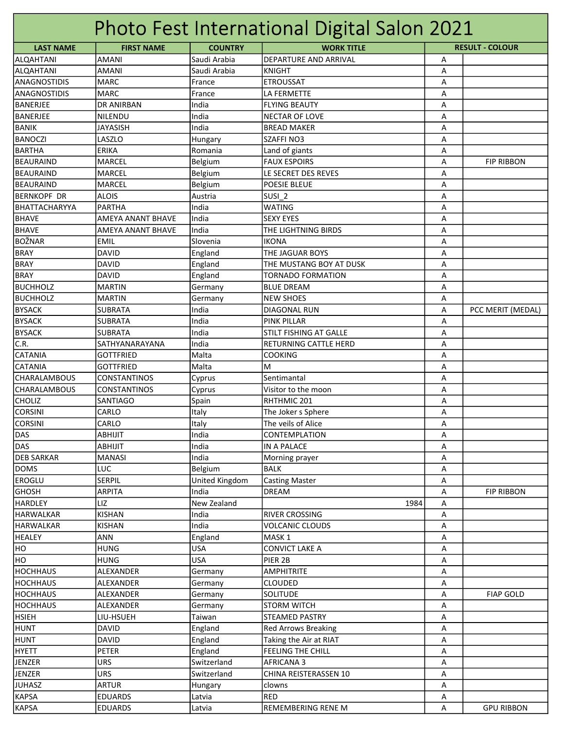# Photo Fest International Digital Salon 2021

| LAST NAME | FIRST NAME | COUNTRY | WORK TITLE | RESULT - COLOUR | |
|---|---|---|---|---|---|
| ALQAHTANI | AMANI | Saudi Arabia | DEPARTURE AND ARRIVAL | A | |
| ALQAHTANI | AMANI | Saudi Arabia | KNIGHT | A | |
| ANAGNOSTIDIS | MARC | France | ETROUSSAT | A | |
| ANAGNOSTIDIS | MARC | France | LA FERMETTE | A | |
| BANERJEE | DR ANIRBAN | India | FLYING BEAUTY | A | |
| BANERJEE | NILENDU | India | NECTAR OF LOVE | A | |
| BANIK | JAYASISH | India | BREAD MAKER | A | |
| BANOCZI | LASZLO | Hungary | SZAFFI NO3 | A | |
| BARTHA | ERIKA | Romania | Land of giants | A | |
| BEAURAIND | MARCEL | Belgium | FAUX ESPOIRS | A | FIP RIBBON |
| BEAURAIND | MARCEL | Belgium | LE SECRET DES REVES | A | |
| BEAURAIND | MARCEL | Belgium | POESIE BLEUE | A | |
| BERNKOPF DR | ALOIS | Austria | SUSI_2 | A | |
| BHATTACHARYYA | PARTHA | India | WATING | A | |
| BHAVE | AMEYA ANANT BHAVE | India | SEXY EYES | A | |
| BHAVE | AMEYA ANANT BHAVE | India | THE LIGHTNING BIRDS | A | |
| BOŽNAR | EMIL | Slovenia | IKONA | A | |
| BRAY | DAVID | England | THE JAGUAR BOYS | A | |
| BRAY | DAVID | England | THE MUSTANG BOY AT DUSK | A | |
| BRAY | DAVID | England | TORNADO FORMATION | A | |
| BUCHHOLZ | MARTIN | Germany | BLUE DREAM | A | |
| BUCHHOLZ | MARTIN | Germany | NEW SHOES | A | |
| BYSACK | SUBRATA | India | DIAGONAL RUN | A | PCC MERIT (MEDAL) |
| BYSACK | SUBRATA | India | PINK PILLAR | A | |
| BYSACK | SUBRATA | India | STILT FISHING AT GALLE | A | |
| C.R. | SATHYANARAYANA | India | RETURNING CATTLE HERD | A | |
| CATANIA | GOTTFRIED | Malta | COOKING | A | |
| CATANIA | GOTTFRIED | Malta | M | A | |
| CHARALAMBOUS | CONSTANTINOS | Cyprus | Sentimantal | A | |
| CHARALAMBOUS | CONSTANTINOS | Cyprus | Visitor to the moon | A | |
| CHOLIZ | SANTIAGO | Spain | RHTHMIC 201 | A | |
| CORSINI | CARLO | Italy | The Joker s Sphere | A | |
| CORSINI | CARLO | Italy | The veils of Alice | A | |
| DAS | ABHIJIT | India | CONTEMPLATION | A | |
| DAS | ABHIJIT | India | IN A PALACE | A | |
| DEB SARKAR | MANASI | India | Morning prayer | A | |
| DOMS | LUC | Belgium | BALK | A | |
| EROGLU | SERPIL | United Kingdom | Casting Master | A | |
| GHOSH | ARPITA | India | DREAM | A | FIP RIBBON |
| HARDLEY | LIZ | New Zealand | 1984 | A | |
| HARWALKAR | KISHAN | India | RIVER CROSSING | A | |
| HARWALKAR | KISHAN | India | VOLCANIC CLOUDS | A | |
| HEALEY | ANN | England | MASK 1 | A | |
| HO | HUNG | USA | CONVICT LAKE A | A | |
| HO | HUNG | USA | PIER 2B | A | |
| HOCHHAUS | ALEXANDER | Germany | AMPHITRITE | A | |
| HOCHHAUS | ALEXANDER | Germany | CLOUDED | A | |
| HOCHHAUS | ALEXANDER | Germany | SOLITUDE | A | FIAP GOLD |
| HOCHHAUS | ALEXANDER | Germany | STORM WITCH | A | |
| HSIEH | LIU-HSUEH | Taiwan | STEAMED PASTRY | A | |
| HUNT | DAVID | England | Red Arrows Breaking | A | |
| HUNT | DAVID | England | Taking the Air at RIAT | A | |
| HYETT | PETER | England | FEELING THE CHILL | A | |
| JENZER | URS | Switzerland | AFRICANA 3 | A | |
| JENZER | URS | Switzerland | CHINA REISTERASSEN 10 | A | |
| JUHASZ | ARTUR | Hungary | clowns | A | |
| KAPSA | EDUARDS | Latvia | RED | A | |
| KAPSA | EDUARDS | Latvia | REMEMBERING RENE M | A | GPU RIBBON |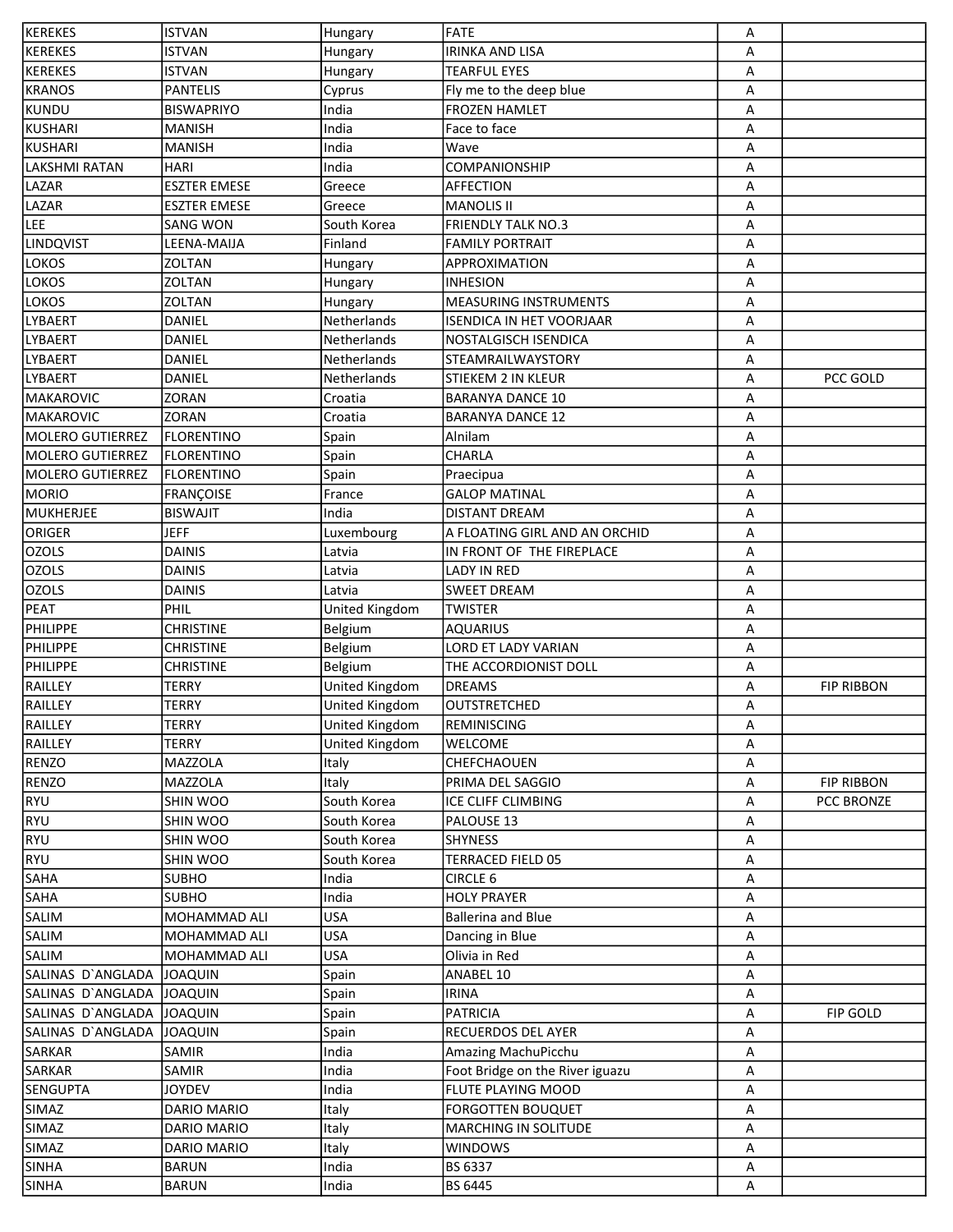| | | | | | |
|---|---|---|---|---|---|
| KEREKES | ISTVAN | Hungary | FATE | A | |
| KEREKES | ISTVAN | Hungary | IRINKA AND LISA | A | |
| KEREKES | ISTVAN | Hungary | TEARFUL EYES | A | |
| KRANOS | PANTELIS | Cyprus | Fly me to the deep blue | A | |
| KUNDU | BISWAPRIYO | India | FROZEN HAMLET | A | |
| KUSHARI | MANISH | India | Face to face | A | |
| KUSHARI | MANISH | India | Wave | A | |
| LAKSHMI RATAN | HARI | India | COMPANIONSHIP | A | |
| LAZAR | ESZTER EMESE | Greece | AFFECTION | A | |
| LAZAR | ESZTER EMESE | Greece | MANOLIS II | A | |
| LEE | SANG WON | South Korea | FRIENDLY TALK NO.3 | A | |
| LINDQVIST | LEENA-MAIJA | Finland | FAMILY PORTRAIT | A | |
| LOKOS | ZOLTAN | Hungary | APPROXIMATION | A | |
| LOKOS | ZOLTAN | Hungary | INHESION | A | |
| LOKOS | ZOLTAN | Hungary | MEASURING INSTRUMENTS | A | |
| LYBAERT | DANIEL | Netherlands | ISENDICA IN HET VOORJAAR | A | |
| LYBAERT | DANIEL | Netherlands | NOSTALGISCH ISENDICA | A | |
| LYBAERT | DANIEL | Netherlands | STEAMRAILWAYSTORY | A | |
| LYBAERT | DANIEL | Netherlands | STIEKEM 2 IN KLEUR | A | PCC GOLD |
| MAKAROVIC | ZORAN | Croatia | BARANYA DANCE 10 | A | |
| MAKAROVIC | ZORAN | Croatia | BARANYA DANCE 12 | A | |
| MOLERO GUTIERREZ | FLORENTINO | Spain | Alnilam | A | |
| MOLERO GUTIERREZ | FLORENTINO | Spain | CHARLA | A | |
| MOLERO GUTIERREZ | FLORENTINO | Spain | Praecipua | A | |
| MORIO | FRANÇOISE | France | GALOP MATINAL | A | |
| MUKHERJEE | BISWAJIT | India | DISTANT DREAM | A | |
| ORIGER | JEFF | Luxembourg | A FLOATING GIRL AND AN ORCHID | A | |
| OZOLS | DAINIS | Latvia | IN FRONT OF THE FIREPLACE | A | |
| OZOLS | DAINIS | Latvia | LADY IN RED | A | |
| OZOLS | DAINIS | Latvia | SWEET DREAM | A | |
| PEAT | PHIL | United Kingdom | TWISTER | A | |
| PHILIPPE | CHRISTINE | Belgium | AQUARIUS | A | |
| PHILIPPE | CHRISTINE | Belgium | LORD ET LADY VARIAN | A | |
| PHILIPPE | CHRISTINE | Belgium | THE ACCORDIONIST DOLL | A | |
| RAILLEY | TERRY | United Kingdom | DREAMS | A | FIP RIBBON |
| RAILLEY | TERRY | United Kingdom | OUTSTRETCHED | A | |
| RAILLEY | TERRY | United Kingdom | REMINISCING | A | |
| RAILLEY | TERRY | United Kingdom | WELCOME | A | |
| RENZO | MAZZOLA | Italy | CHEFCHAOUEN | A | |
| RENZO | MAZZOLA | Italy | PRIMA DEL SAGGIO | A | FIP RIBBON |
| RYU | SHIN WOO | South Korea | ICE CLIFF CLIMBING | A | PCC BRONZE |
| RYU | SHIN WOO | South Korea | PALOUSE 13 | A | |
| RYU | SHIN WOO | South Korea | SHYNESS | A | |
| RYU | SHIN WOO | South Korea | TERRACED FIELD 05 | A | |
| SAHA | SUBHO | India | CIRCLE 6 | A | |
| SAHA | SUBHO | India | HOLY PRAYER | A | |
| SALIM | MOHAMMAD ALI | USA | Ballerina and Blue | A | |
| SALIM | MOHAMMAD ALI | USA | Dancing in Blue | A | |
| SALIM | MOHAMMAD ALI | USA | Olivia in Red | A | |
| SALINAS D`ANGLADA | JOAQUIN | Spain | ANABEL 10 | A | |
| SALINAS D`ANGLADA | JOAQUIN | Spain | IRINA | A | |
| SALINAS D`ANGLADA | JOAQUIN | Spain | PATRICIA | A | FIP GOLD |
| SALINAS D`ANGLADA | JOAQUIN | Spain | RECUERDOS DEL AYER | A | |
| SARKAR | SAMIR | India | Amazing MachuPicchu | A | |
| SARKAR | SAMIR | India | Foot Bridge on the River iguazu | A | |
| SENGUPTA | JOYDEV | India | FLUTE PLAYING MOOD | A | |
| SIMAZ | DARIO MARIO | Italy | FORGOTTEN BOUQUET | A | |
| SIMAZ | DARIO MARIO | Italy | MARCHING IN SOLITUDE | A | |
| SIMAZ | DARIO MARIO | Italy | WINDOWS | A | |
| SINHA | BARUN | India | BS 6337 | A | |
| SINHA | BARUN | India | BS 6445 | A | |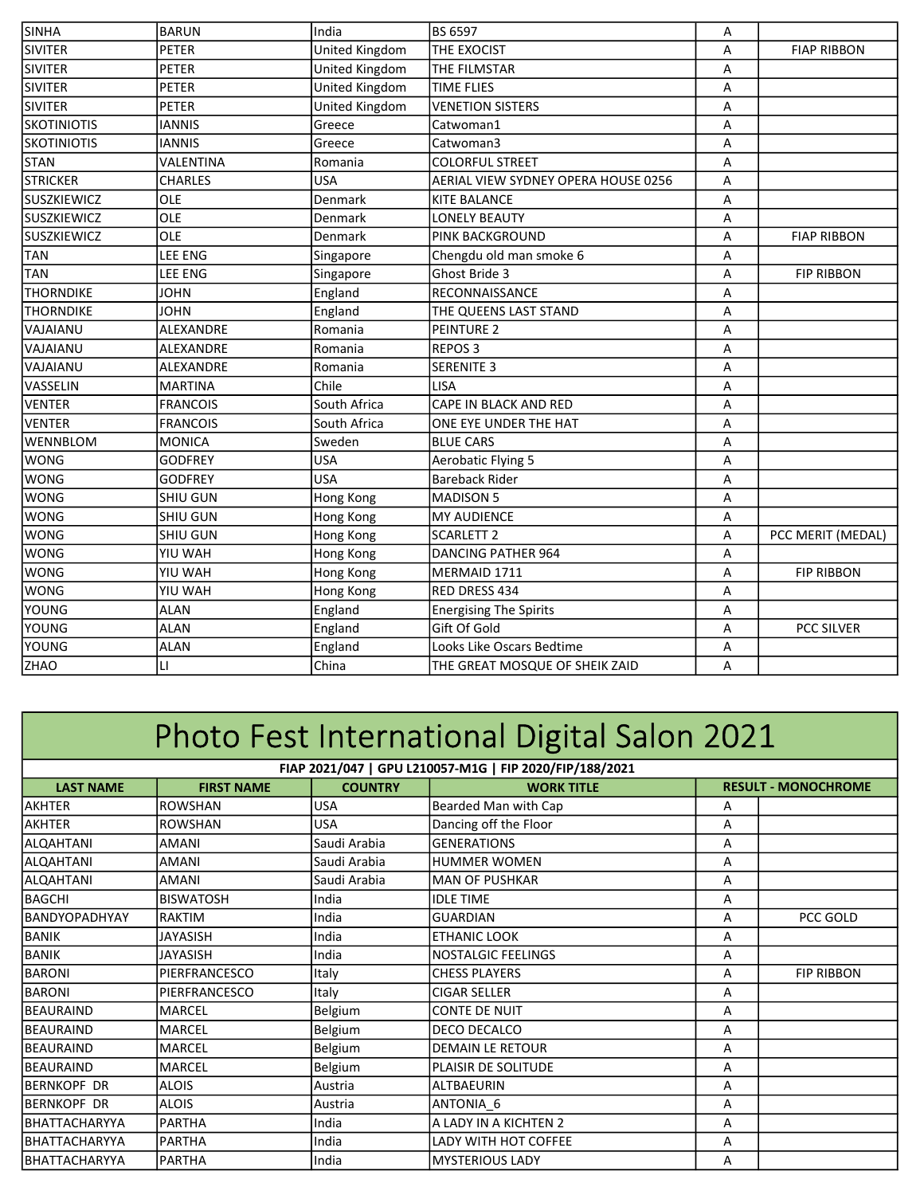| | | | | | |
|---|---|---|---|---|---|
| SINHA | BARUN | India | BS 6597 | A | |
| SIVITER | PETER | United Kingdom | THE EXOCIST | A | FIAP RIBBON |
| SIVITER | PETER | United Kingdom | THE FILMSTAR | A | |
| SIVITER | PETER | United Kingdom | TIME FLIES | A | |
| SIVITER | PETER | United Kingdom | VENETION SISTERS | A | |
| SKOTINIOTIS | IANNIS | Greece | Catwoman1 | A | |
| SKOTINIOTIS | IANNIS | Greece | Catwoman3 | A | |
| STAN | VALENTINA | Romania | COLORFUL STREET | A | |
| STRICKER | CHARLES | USA | AERIAL VIEW SYDNEY OPERA HOUSE 0256 | A | |
| SUSZKIEWICZ | OLE | Denmark | KITE BALANCE | A | |
| SUSZKIEWICZ | OLE | Denmark | LONELY BEAUTY | A | |
| SUSZKIEWICZ | OLE | Denmark | PINK BACKGROUND | A | FIAP RIBBON |
| TAN | LEE ENG | Singapore | Chengdu old man smoke 6 | A | |
| TAN | LEE ENG | Singapore | Ghost Bride 3 | A | FIP RIBBON |
| THORNDIKE | JOHN | England | RECONNAISSANCE | A | |
| THORNDIKE | JOHN | England | THE QUEENS LAST STAND | A | |
| VAJAIANU | ALEXANDRE | Romania | PEINTURE 2 | A | |
| VAJAIANU | ALEXANDRE | Romania | REPOS 3 | A | |
| VAJAIANU | ALEXANDRE | Romania | SERENITE 3 | A | |
| VASSELIN | MARTINA | Chile | LISA | A | |
| VENTER | FRANCOIS | South Africa | CAPE IN BLACK AND RED | A | |
| VENTER | FRANCOIS | South Africa | ONE EYE UNDER THE HAT | A | |
| WENNBLOM | MONICA | Sweden | BLUE CARS | A | |
| WONG | GODFREY | USA | Aerobatic Flying 5 | A | |
| WONG | GODFREY | USA | Bareback Rider | A | |
| WONG | SHIU GUN | Hong Kong | MADISON 5 | A | |
| WONG | SHIU GUN | Hong Kong | MY AUDIENCE | A | |
| WONG | SHIU GUN | Hong Kong | SCARLETT 2 | A | PCC MERIT (MEDAL) |
| WONG | YIU WAH | Hong Kong | DANCING PATHER 964 | A | |
| WONG | YIU WAH | Hong Kong | MERMAID 1711 | A | FIP RIBBON |
| WONG | YIU WAH | Hong Kong | RED DRESS 434 | A | |
| YOUNG | ALAN | England | Energising The Spirits | A | |
| YOUNG | ALAN | England | Gift Of Gold | A | PCC SILVER |
| YOUNG | ALAN | England | Looks Like Oscars Bedtime | A | |
| ZHAO | LI | China | THE GREAT MOSQUE OF SHEIK ZAID | A | |

# Photo Fest International Digital Salon 2021

**FIAP 2021/047 | GPU L210057-M1G | FIP 2020/FIP/188/2021**

| LAST NAME | FIRST NAME | COUNTRY | WORK TITLE | RESULT - MONOCHROME | |
|---|---|---|---|---|---|
| AKHTER | ROWSHAN | USA | Bearded Man with Cap | A | |
| AKHTER | ROWSHAN | USA | Dancing off the Floor | A | |
| ALQAHTANI | AMANI | Saudi Arabia | GENERATIONS | A | |
| ALQAHTANI | AMANI | Saudi Arabia | HUMMER WOMEN | A | |
| ALQAHTANI | AMANI | Saudi Arabia | MAN OF PUSHKAR | A | |
| BAGCHI | BISWATOSH | India | IDLE TIME | A | |
| BANDYOPADHYAY | RAKTIM | India | GUARDIAN | A | PCC GOLD |
| BANIK | JAYASISH | India | ETHANIC LOOK | A | |
| BANIK | JAYASISH | India | NOSTALGIC FEELINGS | A | |
| BARONI | PIERFRANCESCO | Italy | CHESS PLAYERS | A | FIP RIBBON |
| BARONI | PIERFRANCESCO | Italy | CIGAR SELLER | A | |
| BEAURAIND | MARCEL | Belgium | CONTE DE NUIT | A | |
| BEAURAIND | MARCEL | Belgium | DECO DECALCO | A | |
| BEAURAIND | MARCEL | Belgium | DEMAIN LE RETOUR | A | |
| BEAURAIND | MARCEL | Belgium | PLAISIR DE SOLITUDE | A | |
| BERNKOPF DR | ALOIS | Austria | ALTBAEURIN | A | |
| BERNKOPF DR | ALOIS | Austria | ANTONIA_6 | A | |
| BHATTACHARYYA | PARTHA | India | A LADY IN A KICHTEN 2 | A | |
| BHATTACHARYYA | PARTHA | India | LADY WITH HOT COFFEE | A | |
| BHATTACHARYYA | PARTHA | India | MYSTERIOUS LADY | A | |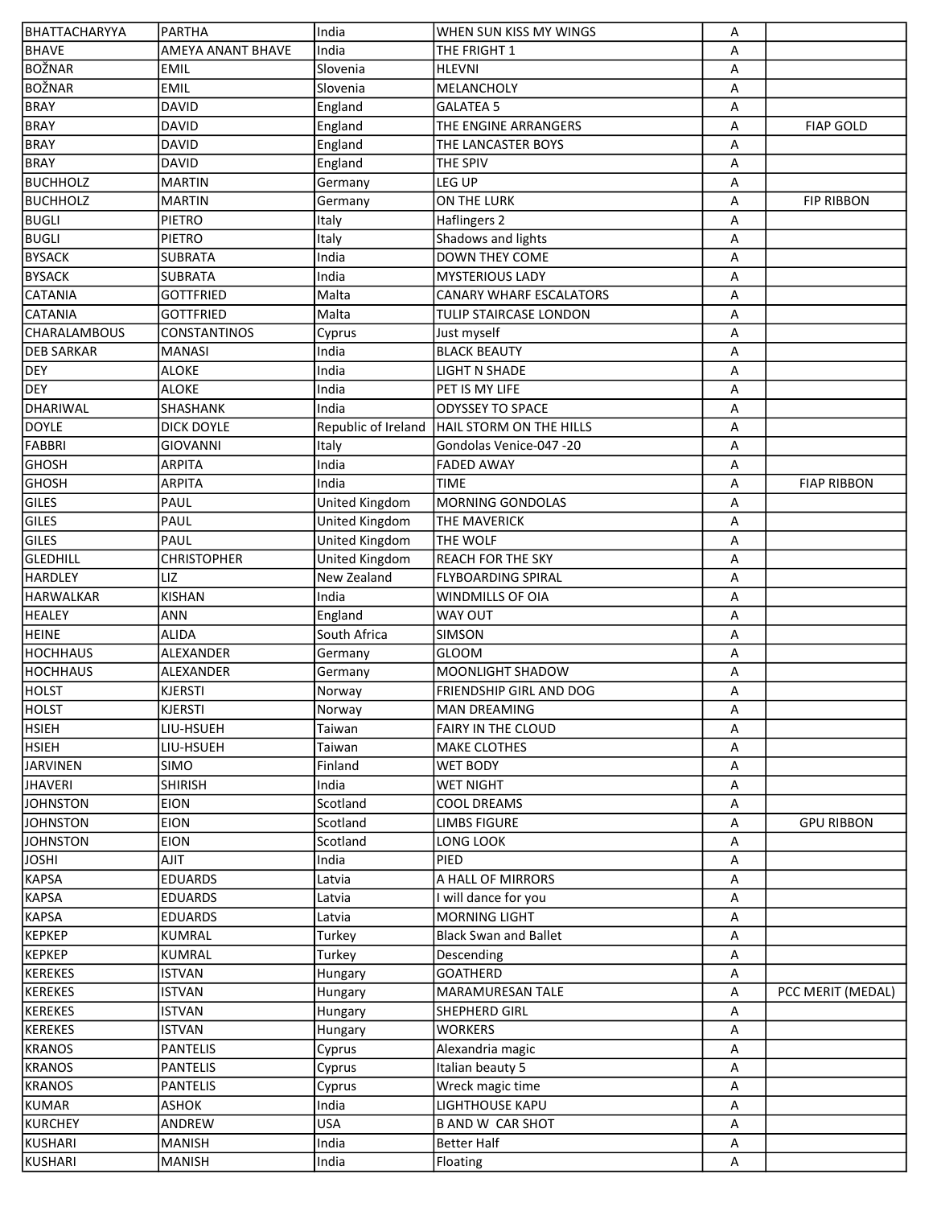| | | | | | |
|---|---|---|---|---|---|
| BHATTACHARYYA | PARTHA | India | WHEN SUN KISS MY WINGS | A | |
| BHAVE | AMEYA ANANT BHAVE | India | THE FRIGHT 1 | A | |
| BOŽNAR | EMIL | Slovenia | HLEVNI | A | |
| BOŽNAR | EMIL | Slovenia | MELANCHOLY | A | |
| BRAY | DAVID | England | GALATEA 5 | A | |
| BRAY | DAVID | England | THE ENGINE ARRANGERS | A | FIAP GOLD |
| BRAY | DAVID | England | THE LANCASTER BOYS | A | |
| BRAY | DAVID | England | THE SPIV | A | |
| BUCHHOLZ | MARTIN | Germany | LEG UP | A | |
| BUCHHOLZ | MARTIN | Germany | ON THE LURK | A | FIP RIBBON |
| BUGLI | PIETRO | Italy | Haflingers 2 | A | |
| BUGLI | PIETRO | Italy | Shadows and lights | A | |
| BYSACK | SUBRATA | India | DOWN THEY COME | A | |
| BYSACK | SUBRATA | India | MYSTERIOUS LADY | A | |
| CATANIA | GOTTFRIED | Malta | CANARY WHARF ESCALATORS | A | |
| CATANIA | GOTTFRIED | Malta | TULIP STAIRCASE LONDON | A | |
| CHARALAMBOUS | CONSTANTINOS | Cyprus | Just myself | A | |
| DEB SARKAR | MANASI | India | BLACK BEAUTY | A | |
| DEY | ALOKE | India | LIGHT N SHADE | A | |
| DEY | ALOKE | India | PET IS MY LIFE | A | |
| DHARIWAL | SHASHANK | India | ODYSSEY TO SPACE | A | |
| DOYLE | DICK DOYLE | Republic of Ireland | HAIL STORM ON THE HILLS | A | |
| FABBRI | GIOVANNI | Italy | Gondolas Venice-047 -20 | A | |
| GHOSH | ARPITA | India | FADED AWAY | A | |
| GHOSH | ARPITA | India | TIME | A | FIAP RIBBON |
| GILES | PAUL | United Kingdom | MORNING GONDOLAS | A | |
| GILES | PAUL | United Kingdom | THE MAVERICK | A | |
| GILES | PAUL | United Kingdom | THE WOLF | A | |
| GLEDHILL | CHRISTOPHER | United Kingdom | REACH FOR THE SKY | A | |
| HARDLEY | LIZ | New Zealand | FLYBOARDING SPIRAL | A | |
| HARWALKAR | KISHAN | India | WINDMILLS OF OIA | A | |
| HEALEY | ANN | England | WAY OUT | A | |
| HEINE | ALIDA | South Africa | SIMSON | A | |
| HOCHHAUS | ALEXANDER | Germany | GLOOM | A | |
| HOCHHAUS | ALEXANDER | Germany | MOONLIGHT SHADOW | A | |
| HOLST | KJERSTI | Norway | FRIENDSHIP GIRL AND DOG | A | |
| HOLST | KJERSTI | Norway | MAN DREAMING | A | |
| HSIEH | LIU-HSUEH | Taiwan | FAIRY IN THE CLOUD | A | |
| HSIEH | LIU-HSUEH | Taiwan | MAKE CLOTHES | A | |
| JARVINEN | SIMO | Finland | WET BODY | A | |
| JHAVERI | SHIRISH | India | WET NIGHT | A | |
| JOHNSTON | EION | Scotland | COOL DREAMS | A | |
| JOHNSTON | EION | Scotland | LIMBS FIGURE | A | GPU RIBBON |
| JOHNSTON | EION | Scotland | LONG LOOK | A | |
| JOSHI | AJIT | India | PIED | A | |
| KAPSA | EDUARDS | Latvia | A HALL OF MIRRORS | A | |
| KAPSA | EDUARDS | Latvia | I will dance for you | A | |
| KAPSA | EDUARDS | Latvia | MORNING LIGHT | A | |
| KEPKEP | KUMRAL | Turkey | Black Swan and Ballet | A | |
| KEPKEP | KUMRAL | Turkey | Descending | A | |
| KEREKES | ISTVAN | Hungary | GOATHERD | A | |
| KEREKES | ISTVAN | Hungary | MARAMURESAN TALE | A | PCC MERIT (MEDAL) |
| KEREKES | ISTVAN | Hungary | SHEPHERD GIRL | A | |
| KEREKES | ISTVAN | Hungary | WORKERS | A | |
| KRANOS | PANTELIS | Cyprus | Alexandria magic | A | |
| KRANOS | PANTELIS | Cyprus | Italian beauty 5 | A | |
| KRANOS | PANTELIS | Cyprus | Wreck magic time | A | |
| KUMAR | ASHOK | India | LIGHTHOUSE KAPU | A | |
| KURCHEY | ANDREW | USA | B AND W  CAR SHOT | A | |
| KUSHARI | MANISH | India | Better Half | A | |
| KUSHARI | MANISH | India | Floating | A | |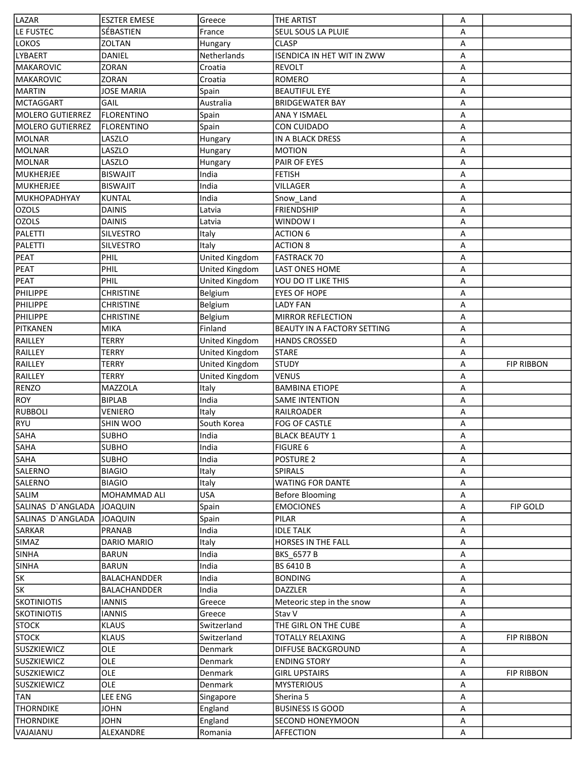| | | | | | |
|---|---|---|---|---|---|
| LAZAR | ESZTER EMESE | Greece | THE ARTIST | A | |
| LE FUSTEC | SÉBASTIEN | France | SEUL SOUS LA PLUIE | A | |
| LOKOS | ZOLTAN | Hungary | CLASP | A | |
| LYBAERT | DANIEL | Netherlands | ISENDICA IN HET WIT IN ZWW | A | |
| MAKAROVIC | ZORAN | Croatia | REVOLT | A | |
| MAKAROVIC | ZORAN | Croatia | ROMERO | A | |
| MARTIN | JOSE MARIA | Spain | BEAUTIFUL EYE | A | |
| MCTAGGART | GAIL | Australia | BRIDGEWATER BAY | A | |
| MOLERO GUTIERREZ | FLORENTINO | Spain | ANA Y ISMAEL | A | |
| MOLERO GUTIERREZ | FLORENTINO | Spain | CON CUIDADO | A | |
| MOLNAR | LASZLO | Hungary | IN A BLACK DRESS | A | |
| MOLNAR | LASZLO | Hungary | MOTION | A | |
| MOLNAR | LASZLO | Hungary | PAIR OF EYES | A | |
| MUKHERJEE | BISWAJIT | India | FETISH | A | |
| MUKHERJEE | BISWAJIT | India | VILLAGER | A | |
| MUKHOPADHYAY | KUNTAL | India | Snow_Land | A | |
| OZOLS | DAINIS | Latvia | FRIENDSHIP | A | |
| OZOLS | DAINIS | Latvia | WINDOW I | A | |
| PALETTI | SILVESTRO | Italy | ACTION 6 | A | |
| PALETTI | SILVESTRO | Italy | ACTION 8 | A | |
| PEAT | PHIL | United Kingdom | FASTRACK 70 | A | |
| PEAT | PHIL | United Kingdom | LAST ONES HOME | A | |
| PEAT | PHIL | United Kingdom | YOU DO IT LIKE THIS | A | |
| PHILIPPE | CHRISTINE | Belgium | EYES OF HOPE | A | |
| PHILIPPE | CHRISTINE | Belgium | LADY FAN | A | |
| PHILIPPE | CHRISTINE | Belgium | MIRROR REFLECTION | A | |
| PITKANEN | MIKA | Finland | BEAUTY IN A FACTORY SETTING | A | |
| RAILLEY | TERRY | United Kingdom | HANDS CROSSED | A | |
| RAILLEY | TERRY | United Kingdom | STARE | A | |
| RAILLEY | TERRY | United Kingdom | STUDY | A | FIP RIBBON |
| RAILLEY | TERRY | United Kingdom | VENUS | A | |
| RENZO | MAZZOLA | Italy | BAMBINA ETIOPE | A | |
| ROY | BIPLAB | India | SAME INTENTION | A | |
| RUBBOLI | VENIERO | Italy | RAILROADER | A | |
| RYU | SHIN WOO | South Korea | FOG OF CASTLE | A | |
| SAHA | SUBHO | India | BLACK BEAUTY 1 | A | |
| SAHA | SUBHO | India | FIGURE 6 | A | |
| SAHA | SUBHO | India | POSTURE 2 | A | |
| SALERNO | BIAGIO | Italy | SPIRALS | A | |
| SALERNO | BIAGIO | Italy | WATING FOR DANTE | A | |
| SALIM | MOHAMMAD ALI | USA | Before Blooming | A | |
| SALINAS D`ANGLADA | JOAQUIN | Spain | EMOCIONES | A | FIP GOLD |
| SALINAS D`ANGLADA | JOAQUIN | Spain | PILAR | A | |
| SARKAR | PRANAB | India | IDLE TALK | A | |
| SIMAZ | DARIO MARIO | Italy | HORSES IN THE FALL | A | |
| SINHA | BARUN | India | BKS_6577 B | A | |
| SINHA | BARUN | India | BS 6410 B | A | |
| SK | BALACHANDDER | India | BONDING | A | |
| SK | BALACHANDDER | India | DAZZLER | A | |
| SKOTINIOTIS | IANNIS | Greece | Meteoric step in the snow | A | |
| SKOTINIOTIS | IANNIS | Greece | Stav V | A | |
| STOCK | KLAUS | Switzerland | THE GIRL ON THE CUBE | A | |
| STOCK | KLAUS | Switzerland | TOTALLY RELAXING | A | FIP RIBBON |
| SUSZKIEWICZ | OLE | Denmark | DIFFUSE BACKGROUND | A | |
| SUSZKIEWICZ | OLE | Denmark | ENDING STORY | A | |
| SUSZKIEWICZ | OLE | Denmark | GIRL UPSTAIRS | A | FIP RIBBON |
| SUSZKIEWICZ | OLE | Denmark | MYSTERIOUS | A | |
| TAN | LEE ENG | Singapore | Sherina 5 | A | |
| THORNDIKE | JOHN | England | BUSINESS IS GOOD | A | |
| THORNDIKE | JOHN | England | SECOND HONEYMOON | A | |
| VAJAIANU | ALEXANDRE | Romania | AFFECTION | A | |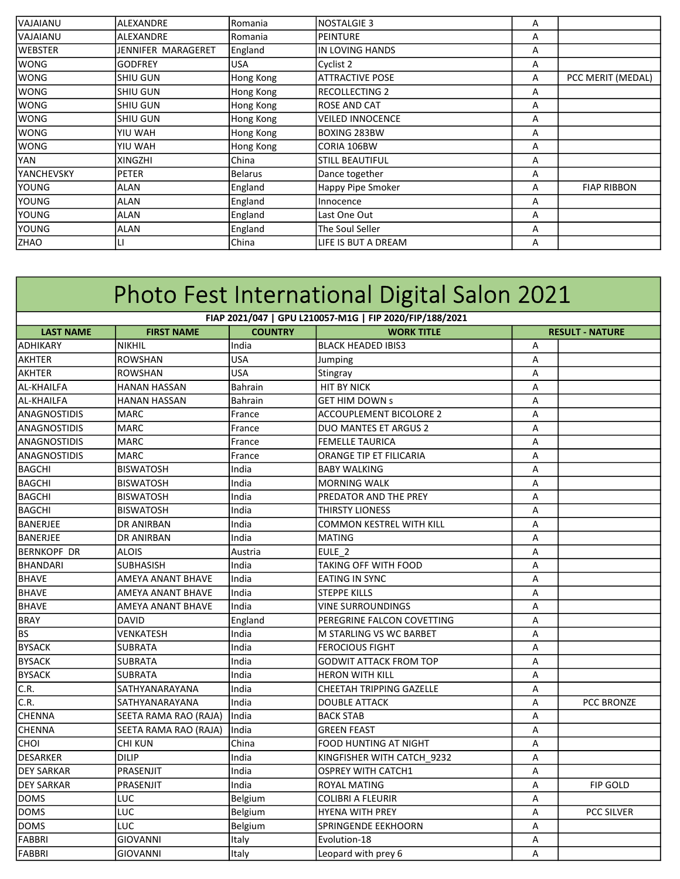| | | | | | |
|---|---|---|---|---|---|
| VAJAIANU | ALEXANDRE | Romania | NOSTALGIE 3 | A | |
| VAJAIANU | ALEXANDRE | Romania | PEINTURE | A | |
| WEBSTER | JENNIFER MARAGERET | England | IN LOVING HANDS | A | |
| WONG | GODFREY | USA | Cyclist 2 | A | |
| WONG | SHIU GUN | Hong Kong | ATTRACTIVE POSE | A | PCC MERIT (MEDAL) |
| WONG | SHIU GUN | Hong Kong | RECOLLECTING 2 | A | |
| WONG | SHIU GUN | Hong Kong | ROSE AND CAT | A | |
| WONG | SHIU GUN | Hong Kong | VEILED INNOCENCE | A | |
| WONG | YIU WAH | Hong Kong | BOXING 283BW | A | |
| WONG | YIU WAH | Hong Kong | CORIA 106BW | A | |
| YAN | XINGZHI | China | STILL BEAUTIFUL | A | |
| YANCHEVSKY | PETER | Belarus | Dance together | A | |
| YOUNG | ALAN | England | Happy Pipe Smoker | A | FIAP RIBBON |
| YOUNG | ALAN | England | Innocence | A | |
| YOUNG | ALAN | England | Last One Out | A | |
| YOUNG | ALAN | England | The Soul Seller | A | |
| ZHAO | LI | China | LIFE IS BUT A DREAM | A | |

# Photo Fest International Digital Salon 2021

FIAP 2021/047 | GPU L210057-M1G | FIP 2020/FIP/188/2021

| LAST NAME | FIRST NAME | COUNTRY | WORK TITLE | RESULT - NATURE | |
|---|---|---|---|---|---|
| ADHIKARY | NIKHIL | India | BLACK HEADED IBIS3 | A | |
| AKHTER | ROWSHAN | USA | Jumping | A | |
| AKHTER | ROWSHAN | USA | Stingray | A | |
| AL-KHAILFA | HANAN HASSAN | Bahrain | HIT BY NICK | A | |
| AL-KHAILFA | HANAN HASSAN | Bahrain | GET HIM DOWN s | A | |
| ANAGNOSTIDIS | MARC | France | ACCOUPLEMENT BICOLORE 2 | A | |
| ANAGNOSTIDIS | MARC | France | DUO MANTES ET ARGUS 2 | A | |
| ANAGNOSTIDIS | MARC | France | FEMELLE TAURICA | A | |
| ANAGNOSTIDIS | MARC | France | ORANGE TIP ET FILICARIA | A | |
| BAGCHI | BISWATOSH | India | BABY WALKING | A | |
| BAGCHI | BISWATOSH | India | MORNING WALK | A | |
| BAGCHI | BISWATOSH | India | PREDATOR AND THE PREY | A | |
| BAGCHI | BISWATOSH | India | THIRSTY LIONESS | A | |
| BANERJEE | DR ANIRBAN | India | COMMON KESTREL WITH KILL | A | |
| BANERJEE | DR ANIRBAN | India | MATING | A | |
| BERNKOPF DR | ALOIS | Austria | EULE_2 | A | |
| BHANDARI | SUBHASISH | India | TAKING OFF WITH FOOD | A | |
| BHAVE | AMEYA ANANT BHAVE | India | EATING IN SYNC | A | |
| BHAVE | AMEYA ANANT BHAVE | India | STEPPE KILLS | A | |
| BHAVE | AMEYA ANANT BHAVE | India | VINE SURROUNDINGS | A | |
| BRAY | DAVID | England | PEREGRINE FALCON COVETTING | A | |
| BS | VENKATESH | India | M STARLING VS WC BARBET | A | |
| BYSACK | SUBRATA | India | FEROCIOUS FIGHT | A | |
| BYSACK | SUBRATA | India | GODWIT ATTACK FROM TOP | A | |
| BYSACK | SUBRATA | India | HERON WITH KILL | A | |
| C.R. | SATHYANARAYANA | India | CHEETAH TRIPPING GAZELLE | A | |
| C.R. | SATHYANARAYANA | India | DOUBLE ATTACK | A | PCC BRONZE |
| CHENNA | SEETA RAMA RAO (RAJA) | India | BACK STAB | A | |
| CHENNA | SEETA RAMA RAO (RAJA) | India | GREEN FEAST | A | |
| CHOI | CHI KUN | China | FOOD HUNTING AT NIGHT | A | |
| DESARKER | DILIP | India | KINGFISHER WITH CATCH_9232 | A | |
| DEY SARKAR | PRASENJIT | India | OSPREY WITH CATCH1 | A | |
| DEY SARKAR | PRASENJIT | India | ROYAL MATING | A | FIP GOLD |
| DOMS | LUC | Belgium | COLIBRI A FLEURIR | A | |
| DOMS | LUC | Belgium | HYENA WITH PREY | A | PCC SILVER |
| DOMS | LUC | Belgium | SPRINGENDE EEKHOORN | A | |
| FABBRI | GIOVANNI | Italy | Evolution-18 | A | |
| FABBRI | GIOVANNI | Italy | Leopard with prey 6 | A | |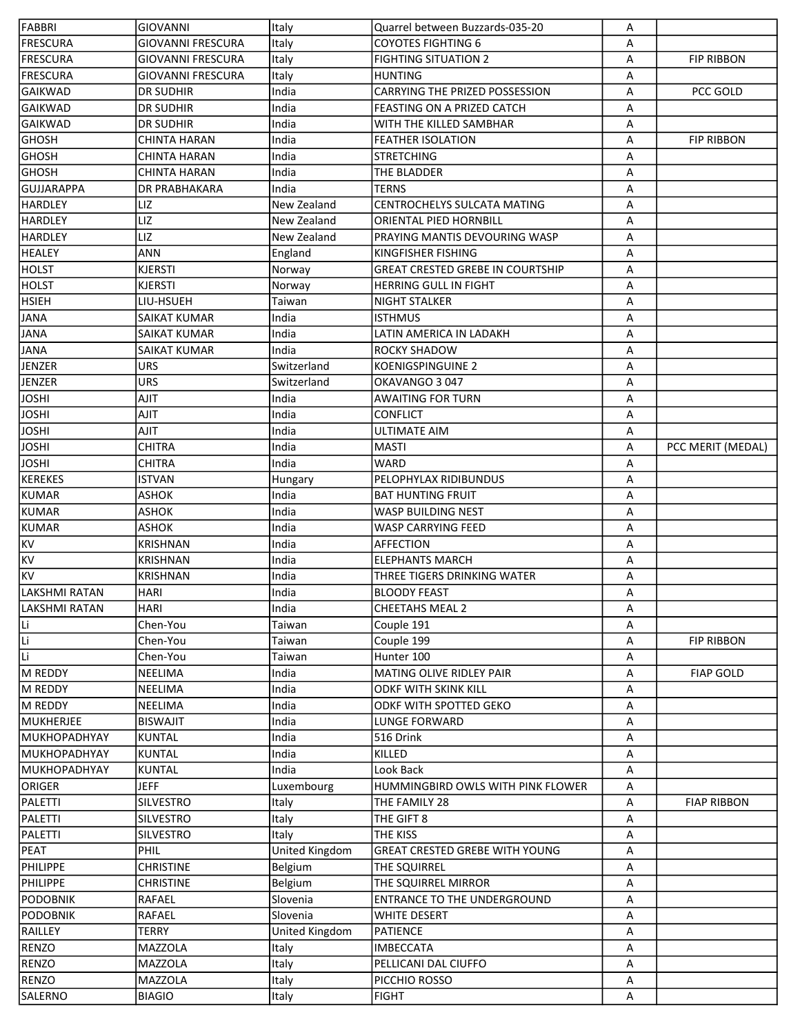| FABBRI | GIOVANNI | Italy | Quarrel between Buzzards-035-20 | A | |
|---|---|---|---|---|---|
| FRESCURA | GIOVANNI FRESCURA | Italy | COYOTES FIGHTING 6 | A | |
| FRESCURA | GIOVANNI FRESCURA | Italy | FIGHTING SITUATION 2 | A | FIP RIBBON |
| FRESCURA | GIOVANNI FRESCURA | Italy | HUNTING | A | |
| GAIKWAD | DR SUDHIR | India | CARRYING THE PRIZED POSSESSION | A | PCC GOLD |
| GAIKWAD | DR SUDHIR | India | FEASTING ON A PRIZED CATCH | A | |
| GAIKWAD | DR SUDHIR | India | WITH THE KILLED SAMBHAR | A | |
| GHOSH | CHINTA HARAN | India | FEATHER ISOLATION | A | FIP RIBBON |
| GHOSH | CHINTA HARAN | India | STRETCHING | A | |
| GHOSH | CHINTA HARAN | India | THE BLADDER | A | |
| GUJJARAPPA | DR PRABHAKARA | India | TERNS | A | |
| HARDLEY | LIZ | New Zealand | CENTROCHELYS SULCATA MATING | A | |
| HARDLEY | LIZ | New Zealand | ORIENTAL PIED HORNBILL | A | |
| HARDLEY | LIZ | New Zealand | PRAYING MANTIS DEVOURING WASP | A | |
| HEALEY | ANN | England | KINGFISHER FISHING | A | |
| HOLST | KJERSTI | Norway | GREAT CRESTED GREBE IN COURTSHIP | A | |
| HOLST | KJERSTI | Norway | HERRING GULL IN FIGHT | A | |
| HSIEH | LIU-HSUEH | Taiwan | NIGHT STALKER | A | |
| JANA | SAIKAT KUMAR | India | ISTHMUS | A | |
| JANA | SAIKAT KUMAR | India | LATIN AMERICA IN LADAKH | A | |
| JANA | SAIKAT KUMAR | India | ROCKY SHADOW | A | |
| JENZER | URS | Switzerland | KOENIGSPINGUINE 2 | A | |
| JENZER | URS | Switzerland | OKAVANGO 3 047 | A | |
| JOSHI | AJIT | India | AWAITING FOR TURN | A | |
| JOSHI | AJIT | India | CONFLICT | A | |
| JOSHI | AJIT | India | ULTIMATE AIM | A | |
| JOSHI | CHITRA | India | MASTI | A | PCC MERIT (MEDAL) |
| JOSHI | CHITRA | India | WARD | A | |
| KEREKES | ISTVAN | Hungary | PELOPHYLAX RIDIBUNDUS | A | |
| KUMAR | ASHOK | India | BAT HUNTING FRUIT | A | |
| KUMAR | ASHOK | India | WASP BUILDING NEST | A | |
| KUMAR | ASHOK | India | WASP CARRYING FEED | A | |
| KV | KRISHNAN | India | AFFECTION | A | |
| KV | KRISHNAN | India | ELEPHANTS MARCH | A | |
| KV | KRISHNAN | India | THREE TIGERS DRINKING WATER | A | |
| LAKSHMI RATAN | HARI | India | BLOODY FEAST | A | |
| LAKSHMI RATAN | HARI | India | CHEETAHS MEAL 2 | A | |
| Li | Chen-You | Taiwan | Couple 191 | A | |
| Li | Chen-You | Taiwan | Couple 199 | A | FIP RIBBON |
| Li | Chen-You | Taiwan | Hunter 100 | A | |
| M REDDY | NEELIMA | India | MATING OLIVE RIDLEY PAIR | A | FIAP GOLD |
| M REDDY | NEELIMA | India | ODKF WITH SKINK KILL | A | |
| M REDDY | NEELIMA | India | ODKF WITH SPOTTED GEKO | A | |
| MUKHERJEE | BISWAJIT | India | LUNGE FORWARD | A | |
| MUKHOPADHYAY | KUNTAL | India | 516 Drink | A | |
| MUKHOPADHYAY | KUNTAL | India | KILLED | A | |
| MUKHOPADHYAY | KUNTAL | India | Look Back | A | |
| ORIGER | JEFF | Luxembourg | HUMMINGBIRD OWLS WITH PINK FLOWER | A | |
| PALETTI | SILVESTRO | Italy | THE FAMILY 28 | A | FIAP RIBBON |
| PALETTI | SILVESTRO | Italy | THE GIFT 8 | A | |
| PALETTI | SILVESTRO | Italy | THE KISS | A | |
| PEAT | PHIL | United Kingdom | GREAT CRESTED GREBE WITH YOUNG | A | |
| PHILIPPE | CHRISTINE | Belgium | THE SQUIRREL | A | |
| PHILIPPE | CHRISTINE | Belgium | THE SQUIRREL MIRROR | A | |
| PODOBNIK | RAFAEL | Slovenia | ENTRANCE TO THE UNDERGROUND | A | |
| PODOBNIK | RAFAEL | Slovenia | WHITE DESERT | A | |
| RAILLEY | TERRY | United Kingdom | PATIENCE | A | |
| RENZO | MAZZOLA | Italy | IMBECCATA | A | |
| RENZO | MAZZOLA | Italy | PELLICANI DAL CIUFFO | A | |
| RENZO | MAZZOLA | Italy | PICCHIO ROSSO | A | |
| SALERNO | BIAGIO | Italy | FIGHT | A | |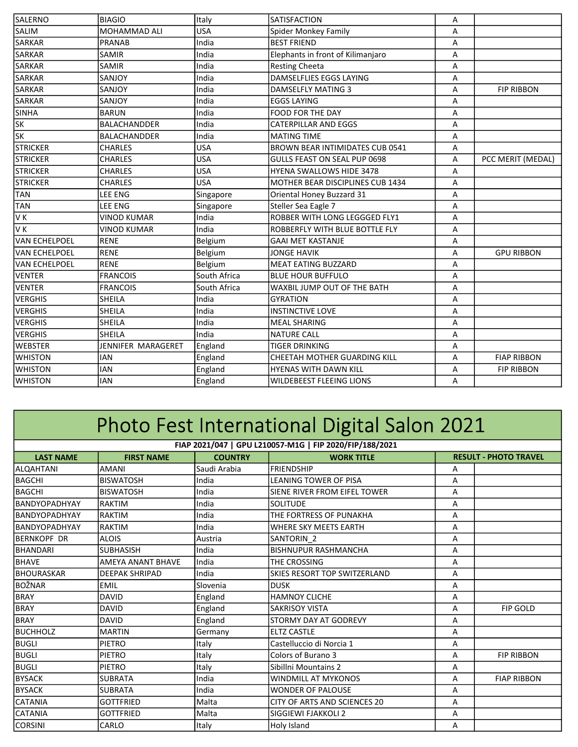| SALERNO | BIAGIO | Italy | SATISFACTION | A | |
|---|---|---|---|---|---|
| SALIM | MOHAMMAD ALI | USA | Spider Monkey Family | A | |
| SARKAR | PRANAB | India | BEST FRIEND | A | |
| SARKAR | SAMIR | India | Elephants in front of Kilimanjaro | A | |
| SARKAR | SAMIR | India | Resting Cheeta | A | |
| SARKAR | SANJOY | India | DAMSELFLIES EGGS LAYING | A | |
| SARKAR | SANJOY | India | DAMSELFLY MATING 3 | A | FIP RIBBON |
| SARKAR | SANJOY | India | EGGS LAYING | A | |
| SINHA | BARUN | India | FOOD FOR THE DAY | A | |
| SK | BALACHANDDER | India | CATERPILLAR AND EGGS | A | |
| SK | BALACHANDDER | India | MATING TIME | A | |
| STRICKER | CHARLES | USA | BROWN BEAR INTIMIDATES CUB 0541 | A | |
| STRICKER | CHARLES | USA | GULLS FEAST ON SEAL PUP 0698 | A | PCC MERIT (MEDAL) |
| STRICKER | CHARLES | USA | HYENA SWALLOWS HIDE 3478 | A | |
| STRICKER | CHARLES | USA | MOTHER BEAR DISCIPLINES CUB 1434 | A | |
| TAN | LEE ENG | Singapore | Oriental Honey Buzzard 31 | A | |
| TAN | LEE ENG | Singapore | Steller Sea Eagle 7 | A | |
| V K | VINOD KUMAR | India | ROBBER WITH LONG LEGGGED FLY1 | A | |
| V K | VINOD KUMAR | India | ROBBERFLY WITH BLUE BOTTLE FLY | A | |
| VAN ECHELPOEL | RENE | Belgium | GAAI MET KASTANJE | A | |
| VAN ECHELPOEL | RENE | Belgium | JONGE HAVIK | A | GPU RIBBON |
| VAN ECHELPOEL | RENE | Belgium | MEAT EATING BUZZARD | A | |
| VENTER | FRANCOIS | South Africa | BLUE HOUR BUFFULO | A | |
| VENTER | FRANCOIS | South Africa | WAXBIL JUMP OUT OF THE BATH | A | |
| VERGHIS | SHEILA | India | GYRATION | A | |
| VERGHIS | SHEILA | India | INSTINCTIVE LOVE | A | |
| VERGHIS | SHEILA | India | MEAL SHARING | A | |
| VERGHIS | SHEILA | India | NATURE CALL | A | |
| WEBSTER | JENNIFER MARAGERET | England | TIGER DRINKING | A | |
| WHISTON | IAN | England | CHEETAH MOTHER GUARDING KILL | A | FIAP RIBBON |
| WHISTON | IAN | England | HYENAS WITH DAWN KILL | A | FIP RIBBON |
| WHISTON | IAN | England | WILDEBEEST FLEEING LIONS | A | |

# Photo Fest International Digital Salon 2021

**FIAP 2021/047 | GPU L210057-M1G | FIP 2020/FIP/188/2021**

| LAST NAME | FIRST NAME | COUNTRY | WORK TITLE | RESULT - PHOTO TRAVEL | |
|---|---|---|---|---|---|
| ALQAHTANI | AMANI | Saudi Arabia | FRIENDSHIP | A | |
| BAGCHI | BISWATOSH | India | LEANING TOWER OF PISA | A | |
| BAGCHI | BISWATOSH | India | SIENE RIVER FROM EIFEL TOWER | A | |
| BANDYOPADHYAY | RAKTIM | India | SOLITUDE | A | |
| BANDYOPADHYAY | RAKTIM | India | THE FORTRESS OF PUNAKHA | A | |
| BANDYOPADHYAY | RAKTIM | India | WHERE SKY MEETS EARTH | A | |
| BERNKOPF DR | ALOIS | Austria | SANTORIN_2 | A | |
| BHANDARI | SUBHASISH | India | BISHNUPUR RASHMANCHA | A | |
| BHAVE | AMEYA ANANT BHAVE | India | THE CROSSING | A | |
| BHOURASKAR | DEEPAK SHRIPAD | India | SKIES RESORT TOP SWITZERLAND | A | |
| BOŽNAR | EMIL | Slovenia | DUSK | A | |
| BRAY | DAVID | England | HAMNOY CLICHE | A | |
| BRAY | DAVID | England | SAKRISOY VISTA | A | FIP GOLD |
| BRAY | DAVID | England | STORMY DAY AT GODREVY | A | |
| BUCHHOLZ | MARTIN | Germany | ELTZ CASTLE | A | |
| BUGLI | PIETRO | Italy | Castelluccio di Norcia 1 | A | |
| BUGLI | PIETRO | Italy | Colors of Burano 3 | A | FIP RIBBON |
| BUGLI | PIETRO | Italy | Sibillni Mountains 2 | A | |
| BYSACK | SUBRATA | India | WINDMILL AT MYKONOS | A | FIAP RIBBON |
| BYSACK | SUBRATA | India | WONDER OF PALOUSE | A | |
| CATANIA | GOTTFRIED | Malta | CITY OF ARTS AND SCIENCES 20 | A | |
| CATANIA | GOTTFRIED | Malta | SIGGIEWI FJAKKOLI 2 | A | |
| CORSINI | CARLO | Italy | Holy Island | A | |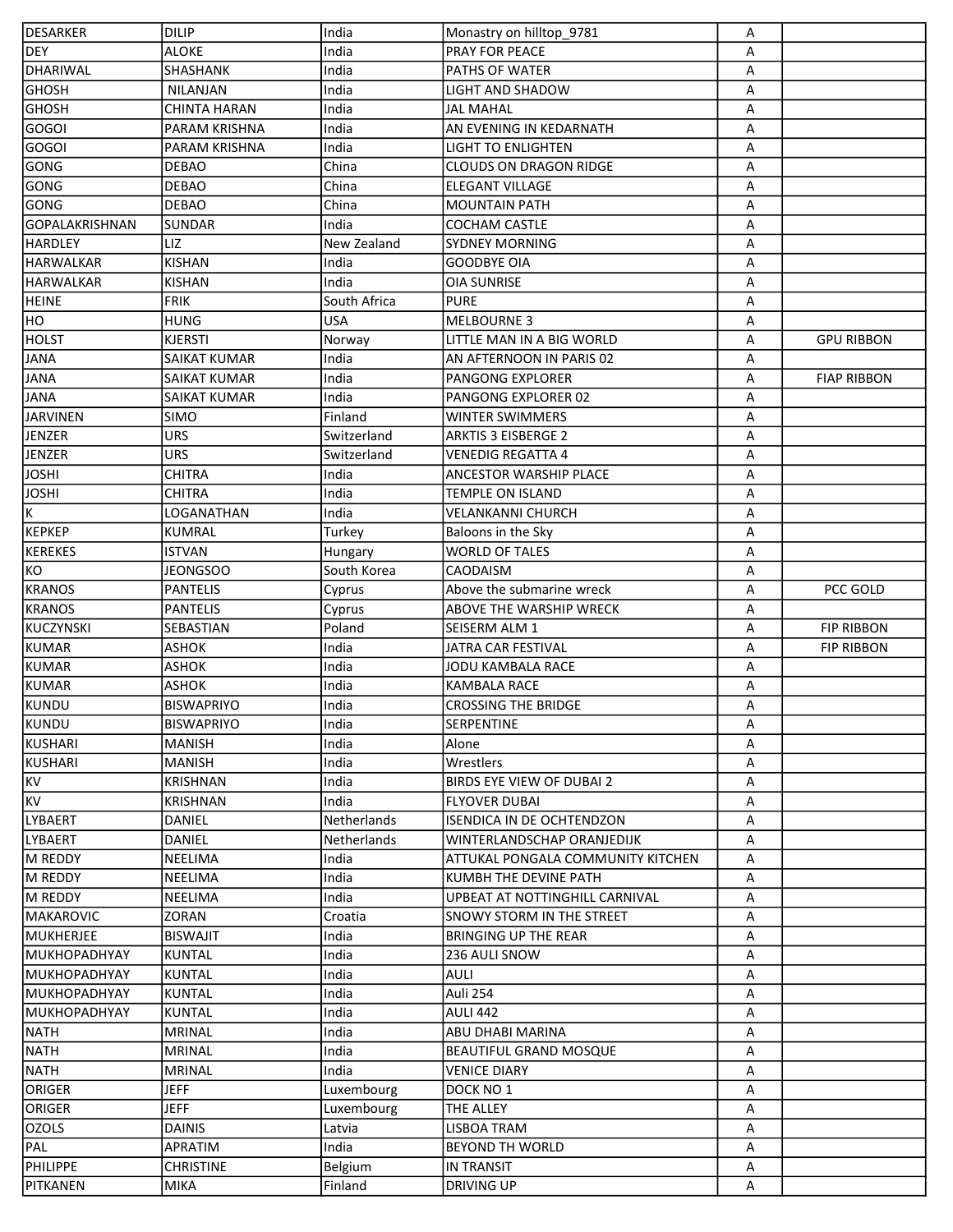| | | | | | |
|---|---|---|---|---|---|
| DESARKER | DILIP | India | Monastry on hilltop_9781 | A | |
| DEY | ALOKE | India | PRAY FOR PEACE | A | |
| DHARIWAL | SHASHANK | India | PATHS OF WATER | A | |
| GHOSH | NILANJAN | India | LIGHT AND SHADOW | A | |
| GHOSH | CHINTA HARAN | India | JAL MAHAL | A | |
| GOGOI | PARAM KRISHNA | India | AN EVENING IN KEDARNATH | A | |
| GOGOI | PARAM KRISHNA | India | LIGHT TO ENLIGHTEN | A | |
| GONG | DEBAO | China | CLOUDS ON DRAGON RIDGE | A | |
| GONG | DEBAO | China | ELEGANT VILLAGE | A | |
| GONG | DEBAO | China | MOUNTAIN PATH | A | |
| GOPALAKRISHNAN | SUNDAR | India | COCHAM CASTLE | A | |
| HARDLEY | LIZ | New Zealand | SYDNEY MORNING | A | |
| HARWALKAR | KISHAN | India | GOODBYE OIA | A | |
| HARWALKAR | KISHAN | India | OIA SUNRISE | A | |
| HEINE | FRIK | South Africa | PURE | A | |
| HO | HUNG | USA | MELBOURNE 3 | A | |
| HOLST | KJERSTI | Norway | LITTLE MAN IN A BIG WORLD | A | GPU RIBBON |
| JANA | SAIKAT KUMAR | India | AN AFTERNOON IN PARIS 02 | A | |
| JANA | SAIKAT KUMAR | India | PANGONG EXPLORER | A | FIAP RIBBON |
| JANA | SAIKAT KUMAR | India | PANGONG EXPLORER 02 | A | |
| JARVINEN | SIMO | Finland | WINTER SWIMMERS | A | |
| JENZER | URS | Switzerland | ARKTIS 3 EISBERGE 2 | A | |
| JENZER | URS | Switzerland | VENEDIG REGATTA 4 | A | |
| JOSHI | CHITRA | India | ANCESTOR WARSHIP PLACE | A | |
| JOSHI | CHITRA | India | TEMPLE ON ISLAND | A | |
| K | LOGANATHAN | India | VELANKANNI CHURCH | A | |
| KEPKEP | KUMRAL | Turkey | Baloons in the Sky | A | |
| KEREKES | ISTVAN | Hungary | WORLD OF TALES | A | |
| KO | JEONGSOO | South Korea | CAODAISM | A | |
| KRANOS | PANTELIS | Cyprus | Above the submarine wreck | A | PCC GOLD |
| KRANOS | PANTELIS | Cyprus | ABOVE THE WARSHIP WRECK | A | |
| KUCZYNSKI | SEBASTIAN | Poland | SEISERM ALM 1 | A | FIP RIBBON |
| KUMAR | ASHOK | India | JATRA CAR FESTIVAL | A | FIP RIBBON |
| KUMAR | ASHOK | India | JODU KAMBALA RACE | A | |
| KUMAR | ASHOK | India | KAMBALA RACE | A | |
| KUNDU | BISWAPRIYO | India | CROSSING THE BRIDGE | A | |
| KUNDU | BISWAPRIYO | India | SERPENTINE | A | |
| KUSHARI | MANISH | India | Alone | A | |
| KUSHARI | MANISH | India | Wrestlers | A | |
| KV | KRISHNAN | India | BIRDS EYE VIEW OF DUBAI 2 | A | |
| KV | KRISHNAN | India | FLYOVER DUBAI | A | |
| LYBAERT | DANIEL | Netherlands | ISENDICA IN DE OCHTENDZON | A | |
| LYBAERT | DANIEL | Netherlands | WINTERLANDSCHAP ORANJEDIJK | A | |
| M REDDY | NEELIMA | India | ATTUKAL PONGALA COMMUNITY KITCHEN | A | |
| M REDDY | NEELIMA | India | KUMBH THE DEVINE PATH | A | |
| M REDDY | NEELIMA | India | UPBEAT AT NOTTINGHILL CARNIVAL | A | |
| MAKAROVIC | ZORAN | Croatia | SNOWY STORM IN THE STREET | A | |
| MUKHERJEE | BISWAJIT | India | BRINGING UP THE REAR | A | |
| MUKHOPADHYAY | KUNTAL | India | 236 AULI SNOW | A | |
| MUKHOPADHYAY | KUNTAL | India | AULI | A | |
| MUKHOPADHYAY | KUNTAL | India | Auli 254 | A | |
| MUKHOPADHYAY | KUNTAL | India | AULI 442 | A | |
| NATH | MRINAL | India | ABU DHABI MARINA | A | |
| NATH | MRINAL | India | BEAUTIFUL GRAND MOSQUE | A | |
| NATH | MRINAL | India | VENICE DIARY | A | |
| ORIGER | JEFF | Luxembourg | DOCK NO 1 | A | |
| ORIGER | JEFF | Luxembourg | THE ALLEY | A | |
| OZOLS | DAINIS | Latvia | LISBOA TRAM | A | |
| PAL | APRATIM | India | BEYOND TH WORLD | A | |
| PHILIPPE | CHRISTINE | Belgium | IN TRANSIT | A | |
| PITKANEN | MIKA | Finland | DRIVING UP | A | |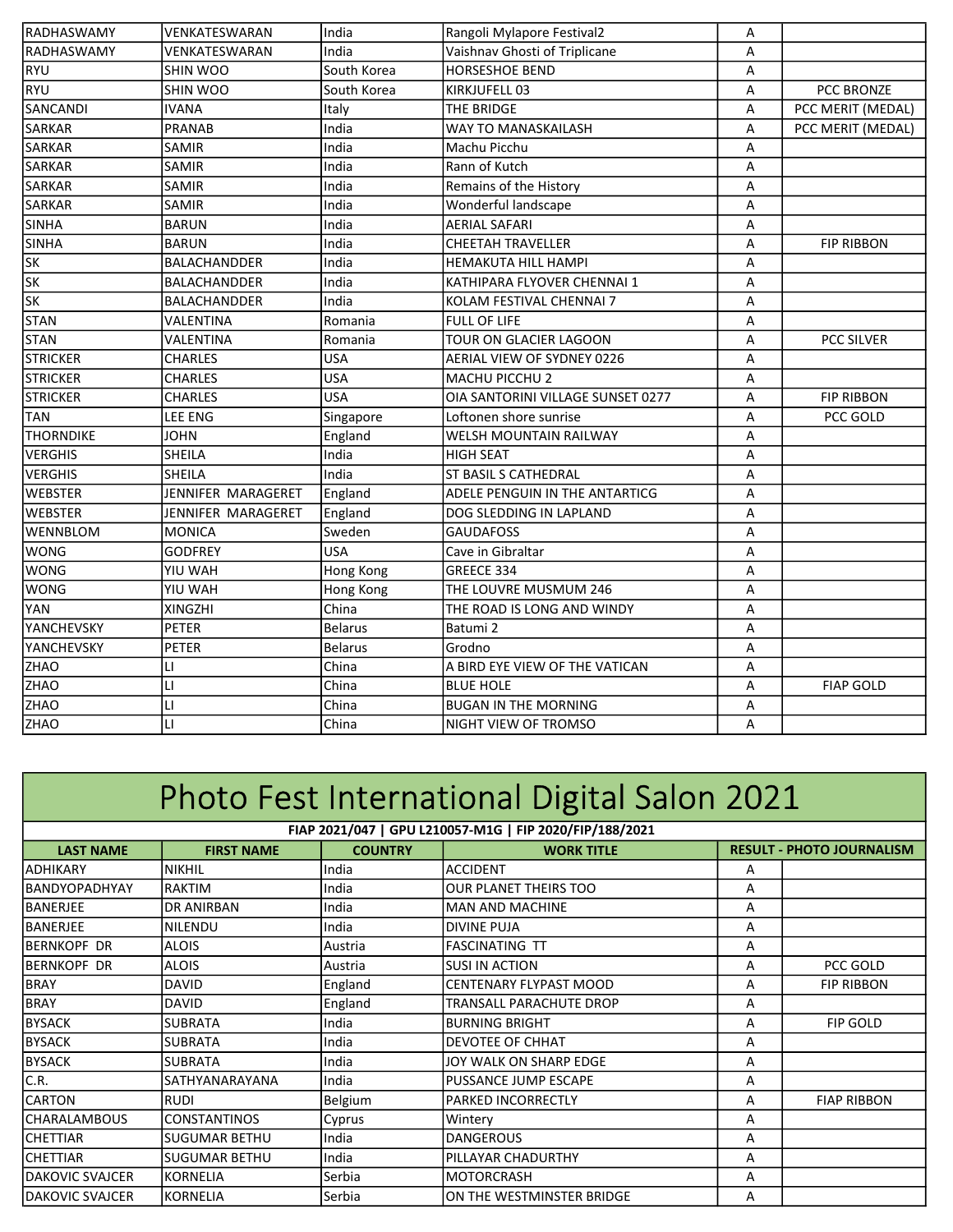| | | | | | |
|---|---|---|---|---|---|
| RADHASWAMY | VENKATESWARAN | India | Rangoli Mylapore Festival2 | A | |
| RADHASWAMY | VENKATESWARAN | India | Vaishnav Ghosti of Triplicane | A | |
| RYU | SHIN WOO | South Korea | HORSESHOE BEND | A | |
| RYU | SHIN WOO | South Korea | KIRKJUFELL 03 | A | PCC BRONZE |
| SANCANDI | IVANA | Italy | THE BRIDGE | A | PCC MERIT (MEDAL) |
| SARKAR | PRANAB | India | WAY TO MANASKAILASH | A | PCC MERIT (MEDAL) |
| SARKAR | SAMIR | India | Machu Picchu | A | |
| SARKAR | SAMIR | India | Rann of Kutch | A | |
| SARKAR | SAMIR | India | Remains of the History | A | |
| SARKAR | SAMIR | India | Wonderful landscape | A | |
| SINHA | BARUN | India | AERIAL SAFARI | A | |
| SINHA | BARUN | India | CHEETAH TRAVELLER | A | FIP RIBBON |
| SK | BALACHANDDER | India | HEMAKUTA HILL HAMPI | A | |
| SK | BALACHANDDER | India | KATHIPARA FLYOVER CHENNAI 1 | A | |
| SK | BALACHANDDER | India | KOLAM FESTIVAL CHENNAI 7 | A | |
| STAN | VALENTINA | Romania | FULL OF LIFE | A | |
| STAN | VALENTINA | Romania | TOUR ON GLACIER LAGOON | A | PCC SILVER |
| STRICKER | CHARLES | USA | AERIAL VIEW OF SYDNEY 0226 | A | |
| STRICKER | CHARLES | USA | MACHU PICCHU 2 | A | |
| STRICKER | CHARLES | USA | OIA SANTORINI VILLAGE SUNSET 0277 | A | FIP RIBBON |
| TAN | LEE ENG | Singapore | Loftonen shore sunrise | A | PCC GOLD |
| THORNDIKE | JOHN | England | WELSH MOUNTAIN RAILWAY | A | |
| VERGHIS | SHEILA | India | HIGH SEAT | A | |
| VERGHIS | SHEILA | India | ST BASIL S CATHEDRAL | A | |
| WEBSTER | JENNIFER MARAGERET | England | ADELE PENGUIN IN THE ANTARTICG | A | |
| WEBSTER | JENNIFER MARAGERET | England | DOG SLEDDING IN LAPLAND | A | |
| WENNBLOM | MONICA | Sweden | GAUDAFOSS | A | |
| WONG | GODFREY | USA | Cave in Gibraltar | A | |
| WONG | YIU WAH | Hong Kong | GREECE 334 | A | |
| WONG | YIU WAH | Hong Kong | THE LOUVRE MUSMUM 246 | A | |
| YAN | XINGZHI | China | THE ROAD IS LONG AND WINDY | A | |
| YANCHEVSKY | PETER | Belarus | Batumi 2 | A | |
| YANCHEVSKY | PETER | Belarus | Grodno | A | |
| ZHAO | LI | China | A BIRD EYE VIEW OF THE VATICAN | A | |
| ZHAO | LI | China | BLUE HOLE | A | FIAP GOLD |
| ZHAO | LI | China | BUGAN IN THE MORNING | A | |
| ZHAO | LI | China | NIGHT VIEW OF TROMSO | A | |

# Photo Fest International Digital Salon 2021

**FIAP 2021/047 | GPU L210057-M1G | FIP 2020/FIP/188/2021**

| LAST NAME | FIRST NAME | COUNTRY | WORK TITLE | RESULT - PHOTO JOURNALISM | |
|---|---|---|---|---|---|
| ADHIKARY | NIKHIL | India | ACCIDENT | A | |
| BANDYOPADHYAY | RAKTIM | India | OUR PLANET THEIRS TOO | A | |
| BANERJEE | DR ANIRBAN | India | MAN AND MACHINE | A | |
| BANERJEE | NILENDU | India | DIVINE PUJA | A | |
| BERNKOPF DR | ALOIS | Austria | FASCINATING TT | A | |
| BERNKOPF DR | ALOIS | Austria | SUSI IN ACTION | A | PCC GOLD |
| BRAY | DAVID | England | CENTENARY FLYPAST MOOD | A | FIP RIBBON |
| BRAY | DAVID | England | TRANSALL PARACHUTE DROP | A | |
| BYSACK | SUBRATA | India | BURNING BRIGHT | A | FIP GOLD |
| BYSACK | SUBRATA | India | DEVOTEE OF CHHAT | A | |
| BYSACK | SUBRATA | India | JOY WALK ON SHARP EDGE | A | |
| C.R. | SATHYANARAYANA | India | PUSSANCE JUMP ESCAPE | A | |
| CARTON | RUDI | Belgium | PARKED INCORRECTLY | A | FIAP RIBBON |
| CHARALAMBOUS | CONSTANTINOS | Cyprus | Wintery | A | |
| CHETTIAR | SUGUMAR BETHU | India | DANGEROUS | A | |
| CHETTIAR | SUGUMAR BETHU | India | PILLAYAR CHADURTHY | A | |
| DAKOVIC SVAJCER | KORNELIA | Serbia | MOTORCRASH | A | |
| DAKOVIC SVAJCER | KORNELIA | Serbia | ON THE WESTMINSTER BRIDGE | A | |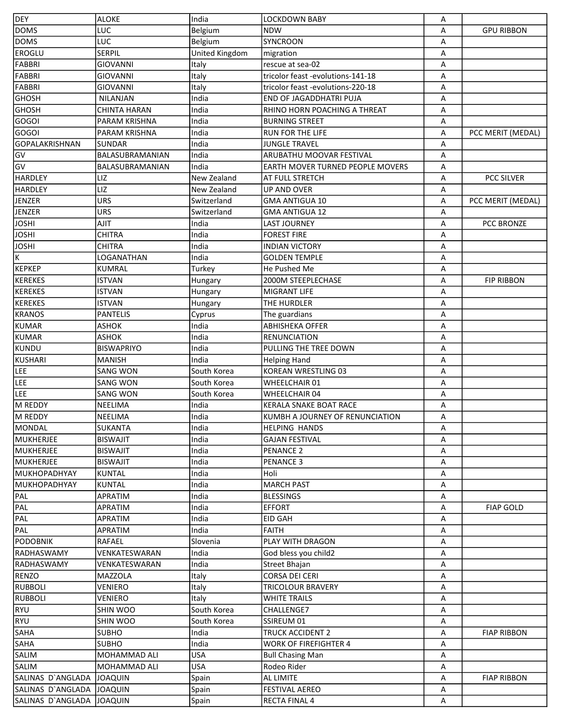| | | | | | |
|---|---|---|---|---|---|
| DEY | ALOKE | India | LOCKDOWN BABY | A | |
| DOMS | LUC | Belgium | NDW | A | GPU RIBBON |
| DOMS | LUC | Belgium | SYNCROON | A | |
| EROGLU | SERPIL | United Kingdom | migration | A | |
| FABBRI | GIOVANNI | Italy | rescue at sea-02 | A | |
| FABBRI | GIOVANNI | Italy | tricolor feast -evolutions-141-18 | A | |
| FABBRI | GIOVANNI | Italy | tricolor feast -evolutions-220-18 | A | |
| GHOSH | NILANJAN | India | END OF JAGADDHATRI PUJA | A | |
| GHOSH | CHINTA HARAN | India | RHINO HORN POACHING A THREAT | A | |
| GOGOI | PARAM KRISHNA | India | BURNING STREET | A | |
| GOGOI | PARAM KRISHNA | India | RUN FOR THE LIFE | A | PCC MERIT (MEDAL) |
| GOPALAKRISHNAN | SUNDAR | India | JUNGLE TRAVEL | A | |
| GV | BALASUBRAMANIAN | India | ARUBATHU MOOVAR FESTIVAL | A | |
| GV | BALASUBRAMANIAN | India | EARTH MOVER TURNED PEOPLE MOVERS | A | |
| HARDLEY | LIZ | New Zealand | AT FULL STRETCH | A | PCC SILVER |
| HARDLEY | LIZ | New Zealand | UP AND OVER | A | |
| JENZER | URS | Switzerland | GMA ANTIGUA 10 | A | PCC MERIT (MEDAL) |
| JENZER | URS | Switzerland | GMA ANTIGUA 12 | A | |
| JOSHI | AJIT | India | LAST JOURNEY | A | PCC BRONZE |
| JOSHI | CHITRA | India | FOREST FIRE | A | |
| JOSHI | CHITRA | India | INDIAN VICTORY | A | |
| K | LOGANATHAN | India | GOLDEN TEMPLE | A | |
| KEPKEP | KUMRAL | Turkey | He Pushed Me | A | |
| KEREKES | ISTVAN | Hungary | 2000M STEEPLECHASE | A | FIP RIBBON |
| KEREKES | ISTVAN | Hungary | MIGRANT LIFE | A | |
| KEREKES | ISTVAN | Hungary | THE HURDLER | A | |
| KRANOS | PANTELIS | Cyprus | The guardians | A | |
| KUMAR | ASHOK | India | ABHISHEKA OFFER | A | |
| KUMAR | ASHOK | India | RENUNCIATION | A | |
| KUNDU | BISWAPRIYO | India | PULLING THE TREE DOWN | A | |
| KUSHARI | MANISH | India | Helping Hand | A | |
| LEE | SANG WON | South Korea | KOREAN WRESTLING 03 | A | |
| LEE | SANG WON | South Korea | WHEELCHAIR 01 | A | |
| LEE | SANG WON | South Korea | WHEELCHAIR 04 | A | |
| M REDDY | NEELIMA | India | KERALA SNAKE BOAT RACE | A | |
| M REDDY | NEELIMA | India | KUMBH A JOURNEY OF RENUNCIATION | A | |
| MONDAL | SUKANTA | India | HELPING HANDS | A | |
| MUKHERJEE | BISWAJIT | India | GAJAN FESTIVAL | A | |
| MUKHERJEE | BISWAJIT | India | PENANCE 2 | A | |
| MUKHERJEE | BISWAJIT | India | PENANCE 3 | A | |
| MUKHOPADHYAY | KUNTAL | India | Holi | A | |
| MUKHOPADHYAY | KUNTAL | India | MARCH PAST | A | |
| PAL | APRATIM | India | BLESSINGS | A | |
| PAL | APRATIM | India | EFFORT | A | FIAP GOLD |
| PAL | APRATIM | India | EID GAH | A | |
| PAL | APRATIM | India | FAITH | A | |
| PODOBNIK | RAFAEL | Slovenia | PLAY WITH DRAGON | A | |
| RADHASWAMY | VENKATESWARAN | India | God bless you child2 | A | |
| RADHASWAMY | VENKATESWARAN | India | Street Bhajan | A | |
| RENZO | MAZZOLA | Italy | CORSA DEI CERI | A | |
| RUBBOLI | VENIERO | Italy | TRICOLOUR BRAVERY | A | |
| RUBBOLI | VENIERO | Italy | WHITE TRAILS | A | |
| RYU | SHIN WOO | South Korea | CHALLENGE7 | A | |
| RYU | SHIN WOO | South Korea | SSIREUM 01 | A | |
| SAHA | SUBHO | India | TRUCK ACCIDENT 2 | A | FIAP RIBBON |
| SAHA | SUBHO | India | WORK OF FIREFIGHTER 4 | A | |
| SALIM | MOHAMMAD ALI | USA | Bull Chasing Man | A | |
| SALIM | MOHAMMAD ALI | USA | Rodeo Rider | A | |
| SALINAS D`ANGLADA | JOAQUIN | Spain | AL LIMITE | A | FIAP RIBBON |
| SALINAS D`ANGLADA | JOAQUIN | Spain | FESTIVAL AEREO | A | |
| SALINAS D`ANGLADA | JOAQUIN | Spain | RECTA FINAL 4 | A | |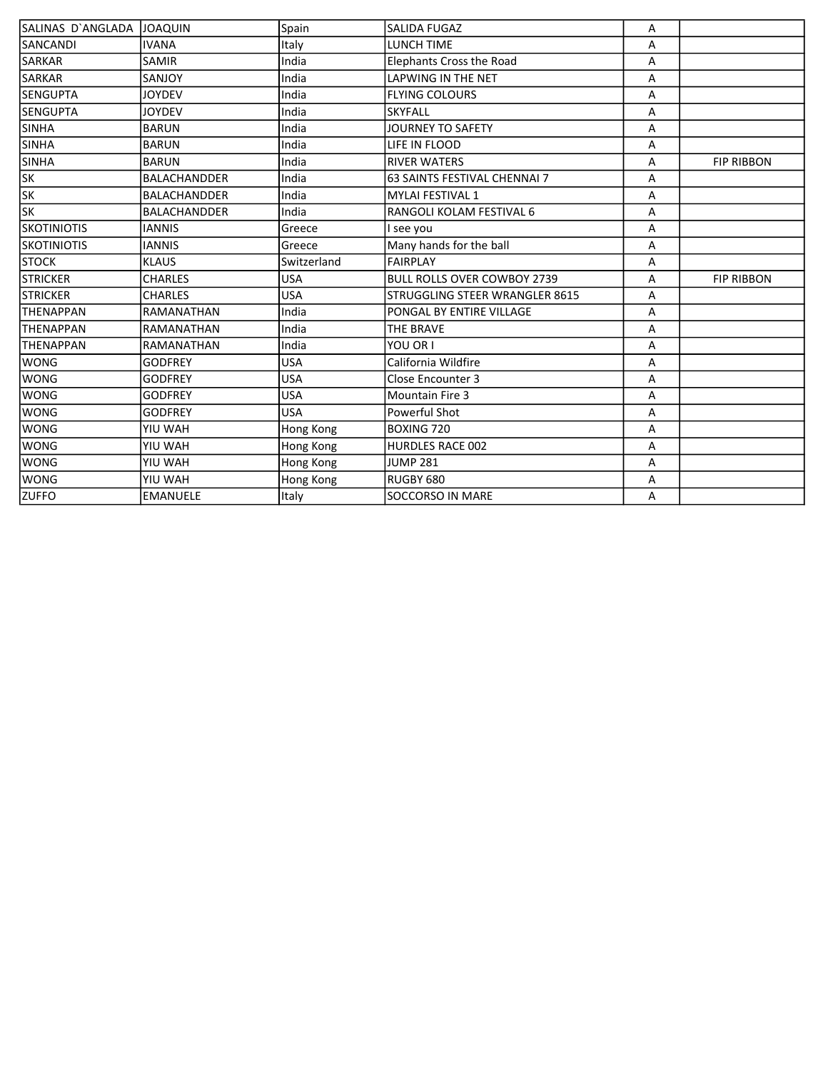| | | | | | |
|---|---|---|---|---|---|
| SALINAS D`ANGLADA | JOAQUIN | Spain | SALIDA FUGAZ | A | |
| SANCANDI | IVANA | Italy | LUNCH TIME | A | |
| SARKAR | SAMIR | India | Elephants Cross the Road | A | |
| SARKAR | SANJOY | India | LAPWING IN THE NET | A | |
| SENGUPTA | JOYDEV | India | FLYING COLOURS | A | |
| SENGUPTA | JOYDEV | India | SKYFALL | A | |
| SINHA | BARUN | India | JOURNEY TO SAFETY | A | |
| SINHA | BARUN | India | LIFE IN FLOOD | A | |
| SINHA | BARUN | India | RIVER WATERS | A | FIP RIBBON |
| SK | BALACHANDDER | India | 63 SAINTS FESTIVAL CHENNAI 7 | A | |
| SK | BALACHANDDER | India | MYLAI FESTIVAL 1 | A | |
| SK | BALACHANDDER | India | RANGOLI KOLAM FESTIVAL 6 | A | |
| SKOTINIOTIS | IANNIS | Greece | I see you | A | |
| SKOTINIOTIS | IANNIS | Greece | Many hands for the ball | A | |
| STOCK | KLAUS | Switzerland | FAIRPLAY | A | |
| STRICKER | CHARLES | USA | BULL ROLLS OVER COWBOY 2739 | A | FIP RIBBON |
| STRICKER | CHARLES | USA | STRUGGLING STEER WRANGLER 8615 | A | |
| THENAPPAN | RAMANATHAN | India | PONGAL BY ENTIRE VILLAGE | A | |
| THENAPPAN | RAMANATHAN | India | THE BRAVE | A | |
| THENAPPAN | RAMANATHAN | India | YOU OR I | A | |
| WONG | GODFREY | USA | California Wildfire | A | |
| WONG | GODFREY | USA | Close Encounter 3 | A | |
| WONG | GODFREY | USA | Mountain Fire 3 | A | |
| WONG | GODFREY | USA | Powerful Shot | A | |
| WONG | YIU WAH | Hong Kong | BOXING 720 | A | |
| WONG | YIU WAH | Hong Kong | HURDLES RACE 002 | A | |
| WONG | YIU WAH | Hong Kong | JUMP 281 | A | |
| WONG | YIU WAH | Hong Kong | RUGBY 680 | A | |
| ZUFFO | EMANUELE | Italy | SOCCORSO IN MARE | A | |